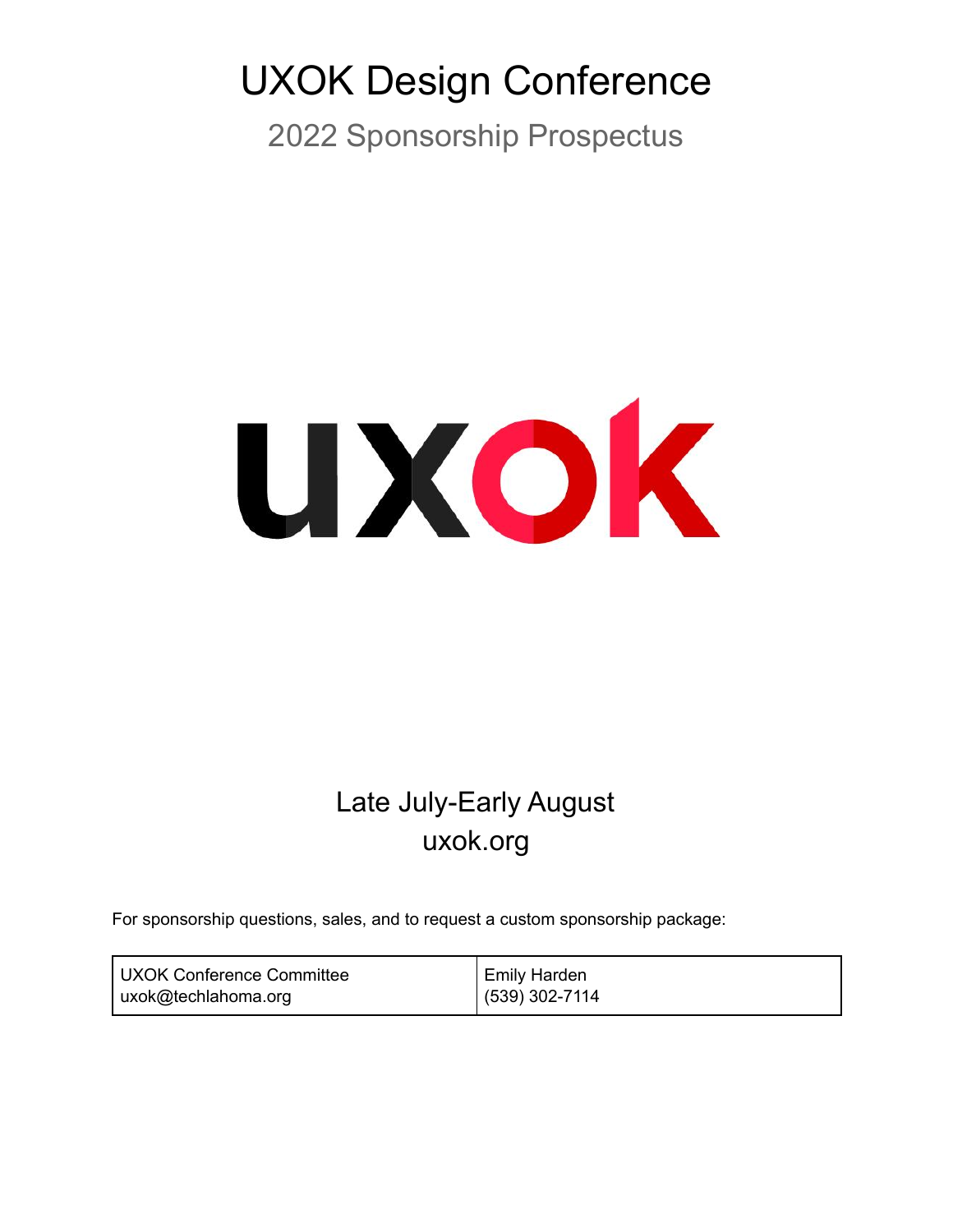# UXOK Design Conference

## 2022 Sponsorship Prospectus

Late July-Early August
uxok.org

For sponsorship questions, sales, and to request a custom sponsorship package:

| UXOK Conference Committee<br>uxok@techlahoma.org | Emily Harden<br>(539) 302-7114 |
|---|---|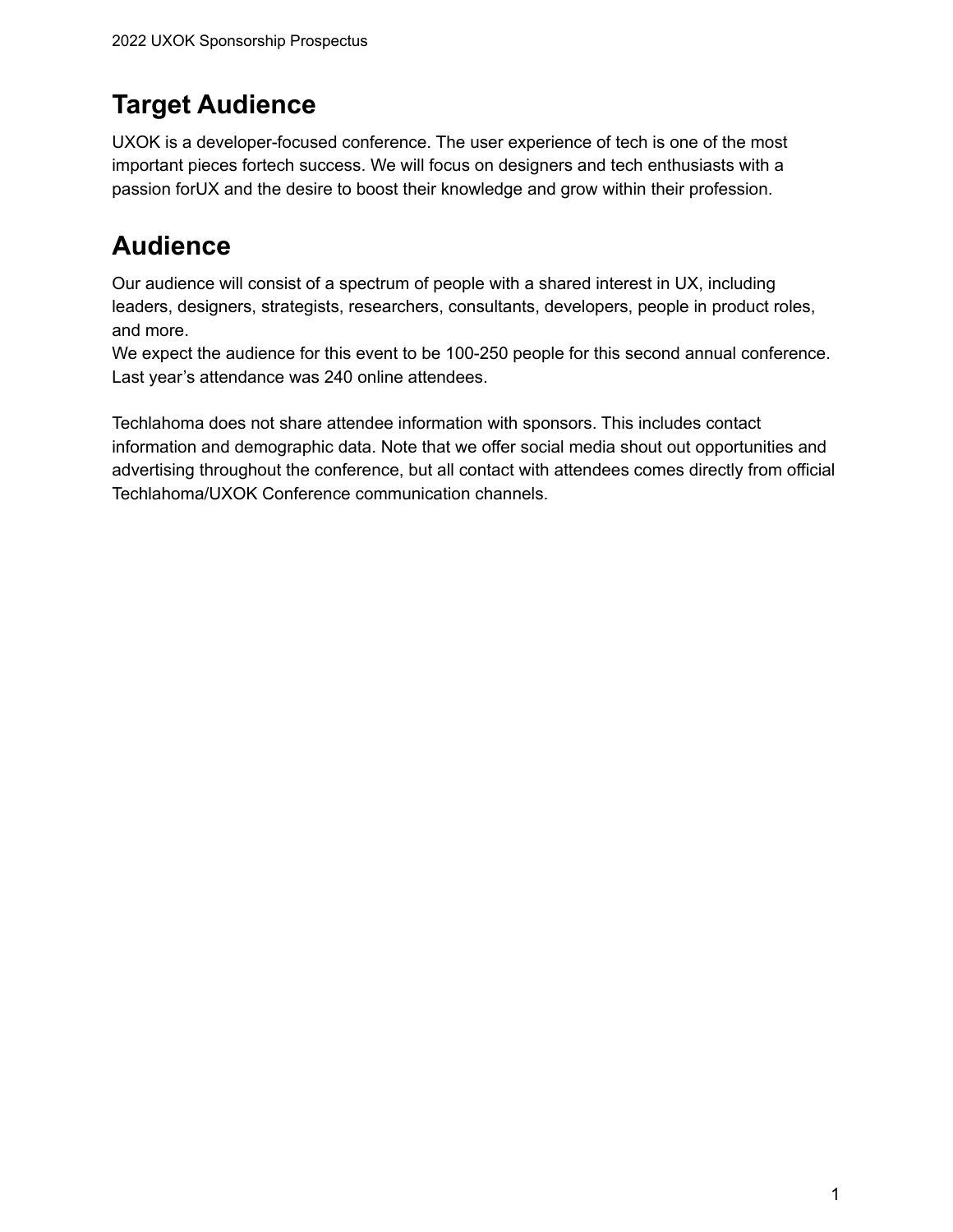## Target Audience

UXOK is a developer-focused conference. The user experience of tech is one of the most important pieces fortech success. We will focus on designers and tech enthusiasts with a passion forUX and the desire to boost their knowledge and grow within their profession.

## Audience

Our audience will consist of a spectrum of people with a shared interest in UX, including leaders, designers, strategists, researchers, consultants, developers, people in product roles, and more.
We expect the audience for this event to be 100-250 people for this second annual conference. Last year's attendance was 240 online attendees.

Techlahoma does not share attendee information with sponsors. This includes contact information and demographic data. Note that we offer social media shout out opportunities and advertising throughout the conference, but all contact with attendees comes directly from official Techlahoma/UXOK Conference communication channels.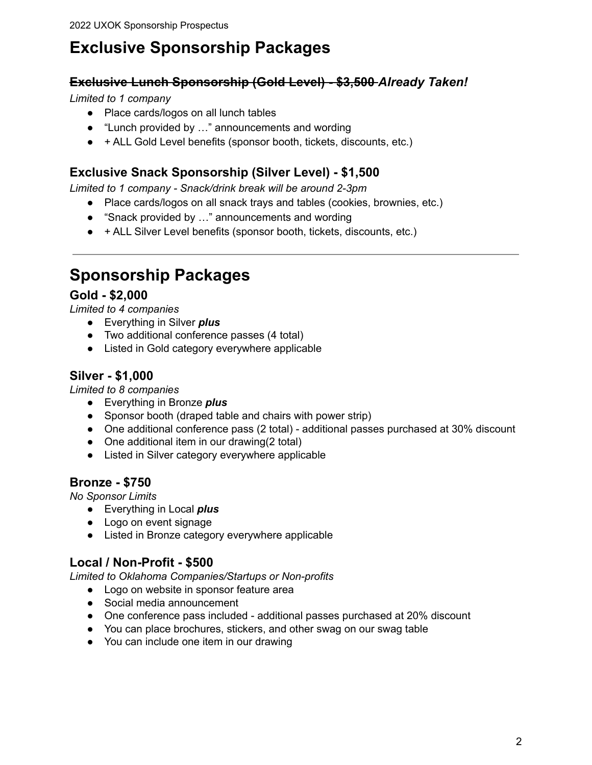# Exclusive Sponsorship Packages

### ~~Exclusive Lunch Sponsorship (Gold Level) - $3,500~~ *Already Taken!*

*Limited to 1 company*

- Place cards/logos on all lunch tables
- “Lunch provided by …” announcements and wording
- + ALL Gold Level benefits (sponsor booth, tickets, discounts, etc.)

### Exclusive Snack Sponsorship (Silver Level) - $1,500

*Limited to 1 company - Snack/drink break will be around 2-3pm*

- Place cards/logos on all snack trays and tables (cookies, brownies, etc.)
- “Snack provided by …” announcements and wording
- + ALL Silver Level benefits (sponsor booth, tickets, discounts, etc.)

---

# Sponsorship Packages

### Gold - $2,000

*Limited to 4 companies*

- Everything in Silver ***plus***
- Two additional conference passes (4 total)
- Listed in Gold category everywhere applicable

### Silver - $1,000

*Limited to 8 companies*

- Everything in Bronze ***plus***
- Sponsor booth (draped table and chairs with power strip)
- One additional conference pass (2 total) - additional passes purchased at 30% discount
- One additional item in our drawing(2 total)
- Listed in Silver category everywhere applicable

### Bronze - $750

*No Sponsor Limits*

- Everything in Local ***plus***
- Logo on event signage
- Listed in Bronze category everywhere applicable

### Local / Non-Profit - $500

*Limited to Oklahoma Companies/Startups or Non-profits*

- Logo on website in sponsor feature area
- Social media announcement
- One conference pass included - additional passes purchased at 20% discount
- You can place brochures, stickers, and other swag on our swag table
- You can include one item in our drawing